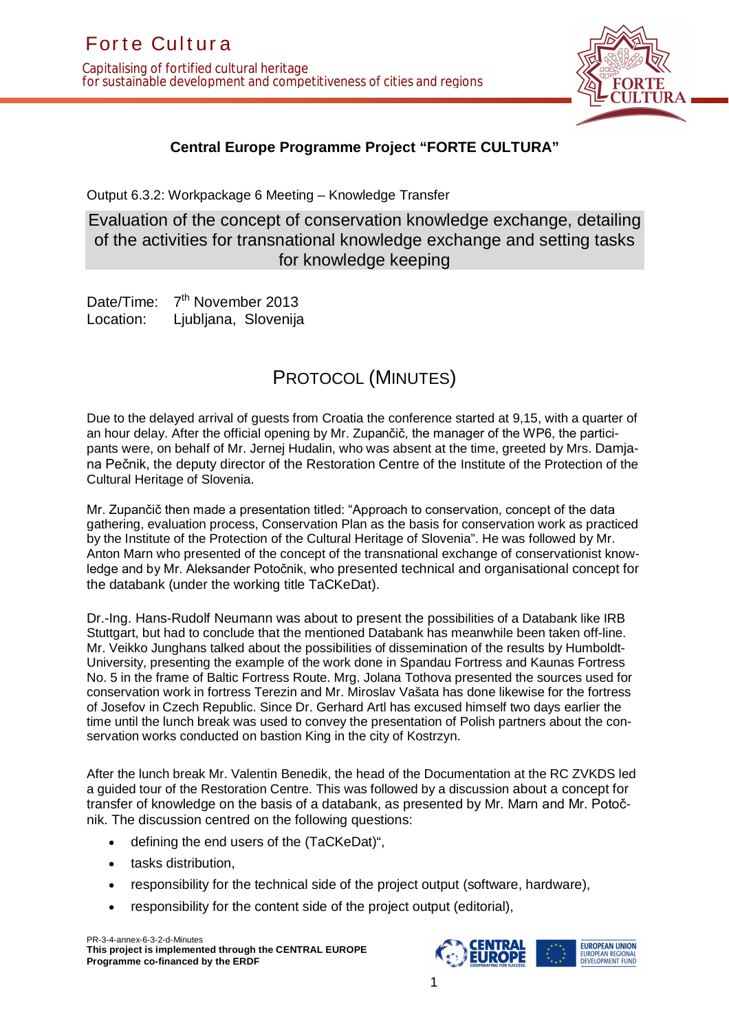## Central Europe Programme Project "FORTE CULTURA"

Output 6.3.2: Workpackage 6 Meeting – Knowledge Transfer

# Evaluation of the concept of conservation knowledge exchange, detailing of the activities for transnational knowledge exchange and setting tasks for knowledge keeping

Date/Time: 7th November 2013
Location: Ljubljana, Slovenija

# PROTOCOL (MINUTES)

Due to the delayed arrival of guests from Croatia the conference started at 9,15, with a quarter of an hour delay. After the official opening by Mr. Zupančič, the manager of the WP6, the participants were, on behalf of Mr. Jernej Hudalin, who was absent at the time, greeted by Mrs. Damjana Pečnik, the deputy director of the Restoration Centre of the Institute of the Protection of the Cultural Heritage of Slovenia.

Mr. Zupančič then made a presentation titled: "Approach to conservation, concept of the data gathering, evaluation process, Conservation Plan as the basis for conservation work as practiced by the Institute of the Protection of the Cultural Heritage of Slovenia". He was followed by Mr. Anton Marn who presented of the concept of the transnational exchange of conservationist knowledge and by Mr. Aleksander Potočnik, who presented technical and organisational concept for the databank (under the working title TaCKeDat).

Dr.-Ing. Hans-Rudolf Neumann was about to present the possibilities of a Databank like IRB Stuttgart, but had to conclude that the mentioned Databank has meanwhile been taken off-line. Mr. Veikko Junghans talked about the possibilities of dissemination of the results by Humboldt-University, presenting the example of the work done in Spandau Fortress and Kaunas Fortress No. 5 in the frame of Baltic Fortress Route. Mrg. Jolana Tothova presented the sources used for conservation work in fortress Terezin and Mr. Miroslav Vašata has done likewise for the fortress of Josefov in Czech Republic. Since Dr. Gerhard Artl has excused himself two days earlier the time until the lunch break was used to convey the presentation of Polish partners about the conservation works conducted on bastion King in the city of Kostrzyn.

After the lunch break Mr. Valentin Benedik, the head of the Documentation at the RC ZVKDS led a guided tour of the Restoration Centre. This was followed by a discussion about a concept for transfer of knowledge on the basis of a databank, as presented by Mr. Marn and Mr. Potočnik. The discussion centred on the following questions:

- defining the end users of the (TaCKeDat)",
- tasks distribution,
- responsibility for the technical side of the project output (software, hardware),
- responsibility for the content side of the project output (editorial),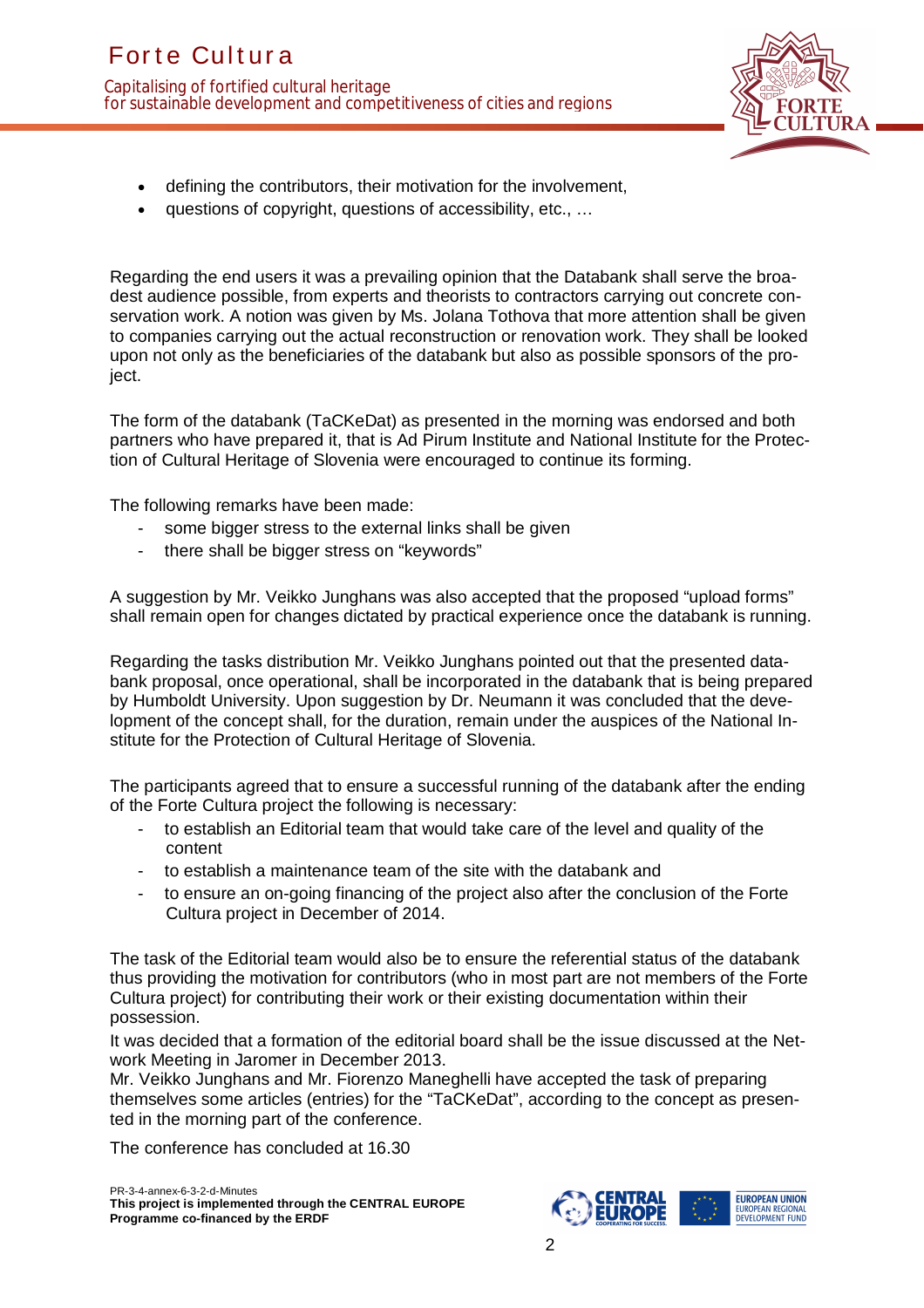- defining the contributors, their motivation for the involvement,
- questions of copyright, questions of accessibility, etc., …

Regarding the end users it was a prevailing opinion that the Databank shall serve the broadest audience possible, from experts and theorists to contractors carrying out concrete conservation work. A notion was given by Ms. Jolana Tothova that more attention shall be given to companies carrying out the actual reconstruction or renovation work. They shall be looked upon not only as the beneficiaries of the databank but also as possible sponsors of the project.

The form of the databank (TaCKeDat) as presented in the morning was endorsed and both partners who have prepared it, that is Ad Pirum Institute and National Institute for the Protection of Cultural Heritage of Slovenia were encouraged to continue its forming.

The following remarks have been made:

- some bigger stress to the external links shall be given
- there shall be bigger stress on "keywords"

A suggestion by Mr. Veikko Junghans was also accepted that the proposed "upload forms" shall remain open for changes dictated by practical experience once the databank is running.

Regarding the tasks distribution Mr. Veikko Junghans pointed out that the presented databank proposal, once operational, shall be incorporated in the databank that is being prepared by Humboldt University. Upon suggestion by Dr. Neumann it was concluded that the development of the concept shall, for the duration, remain under the auspices of the National Institute for the Protection of Cultural Heritage of Slovenia.

The participants agreed that to ensure a successful running of the databank after the ending of the Forte Cultura project the following is necessary:

- to establish an Editorial team that would take care of the level and quality of the content
- to establish a maintenance team of the site with the databank and
- to ensure an on-going financing of the project also after the conclusion of the Forte Cultura project in December of 2014.

The task of the Editorial team would also be to ensure the referential status of the databank thus providing the motivation for contributors (who in most part are not members of the Forte Cultura project) for contributing their work or their existing documentation within their possession.

It was decided that a formation of the editorial board shall be the issue discussed at the Network Meeting in Jaromer in December 2013.

Mr. Veikko Junghans and Mr. Fiorenzo Maneghelli have accepted the task of preparing themselves some articles (entries) for the "TaCKeDat", according to the concept as presented in the morning part of the conference.

The conference has concluded at 16.30